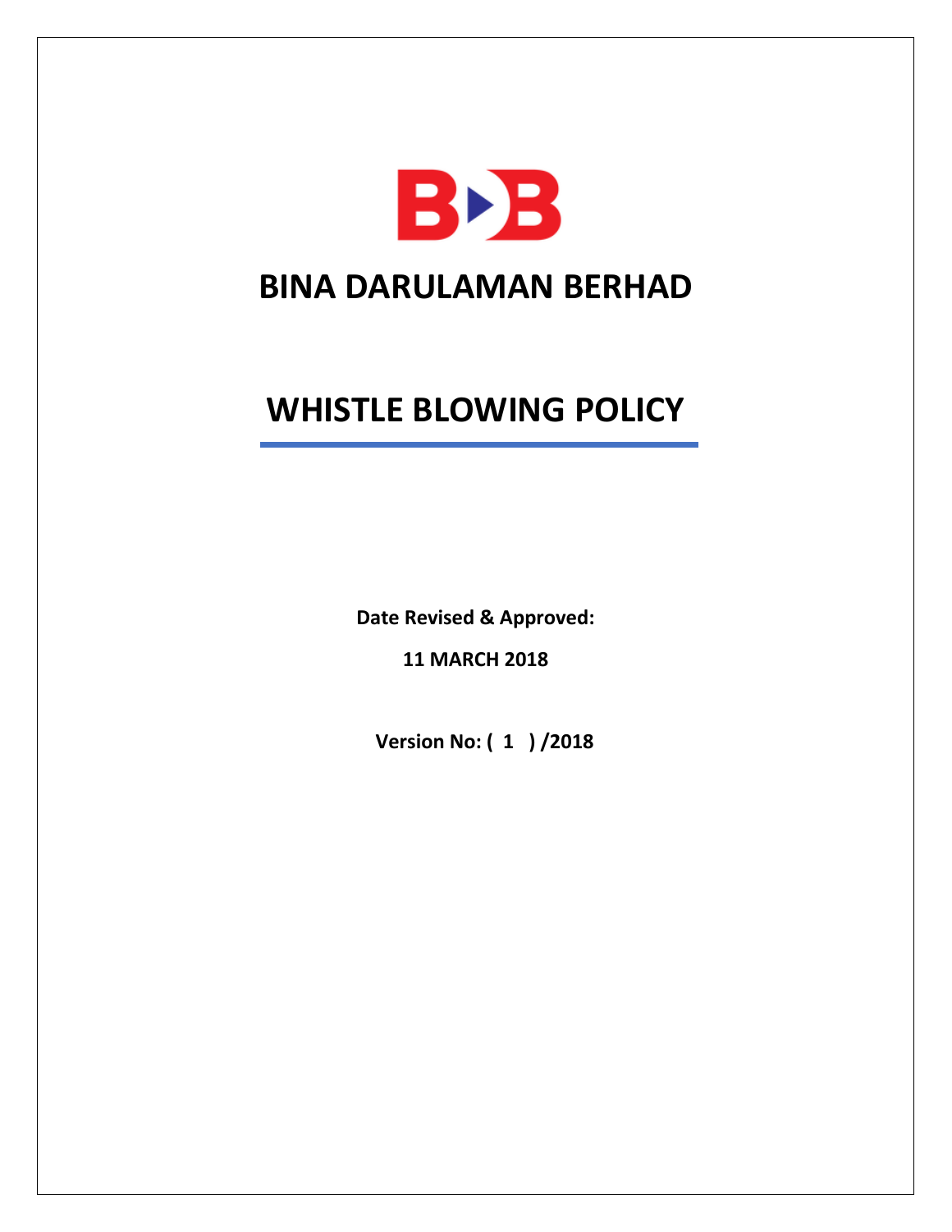# BINA DARULAMAN BERHAD

# WHISTLE BLOWING POLICY

**Date Revised & Approved:**

**11 MARCH 2018**

**Version No: ( 1 ) /2018**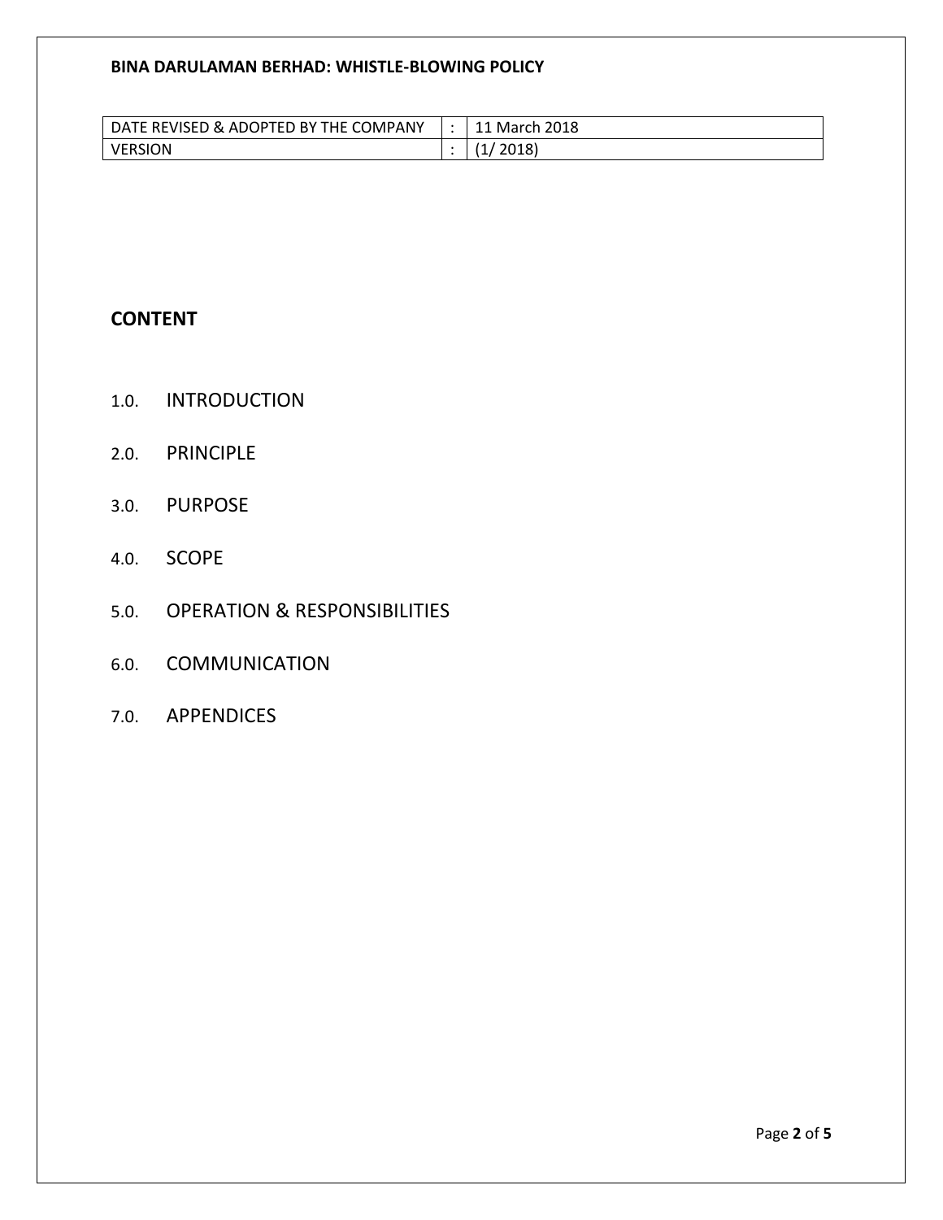| DATE REVISED & ADOPTED BY THE COMPANY | : | 11 March 2018 |
| --- | --- | --- |
| VERSION | : | (1/ 2018) |

## CONTENT

1.0. INTRODUCTION

2.0. PRINCIPLE

3.0. PURPOSE

4.0. SCOPE

5.0. OPERATION & RESPONSIBILITIES

6.0. COMMUNICATION

7.0. APPENDICES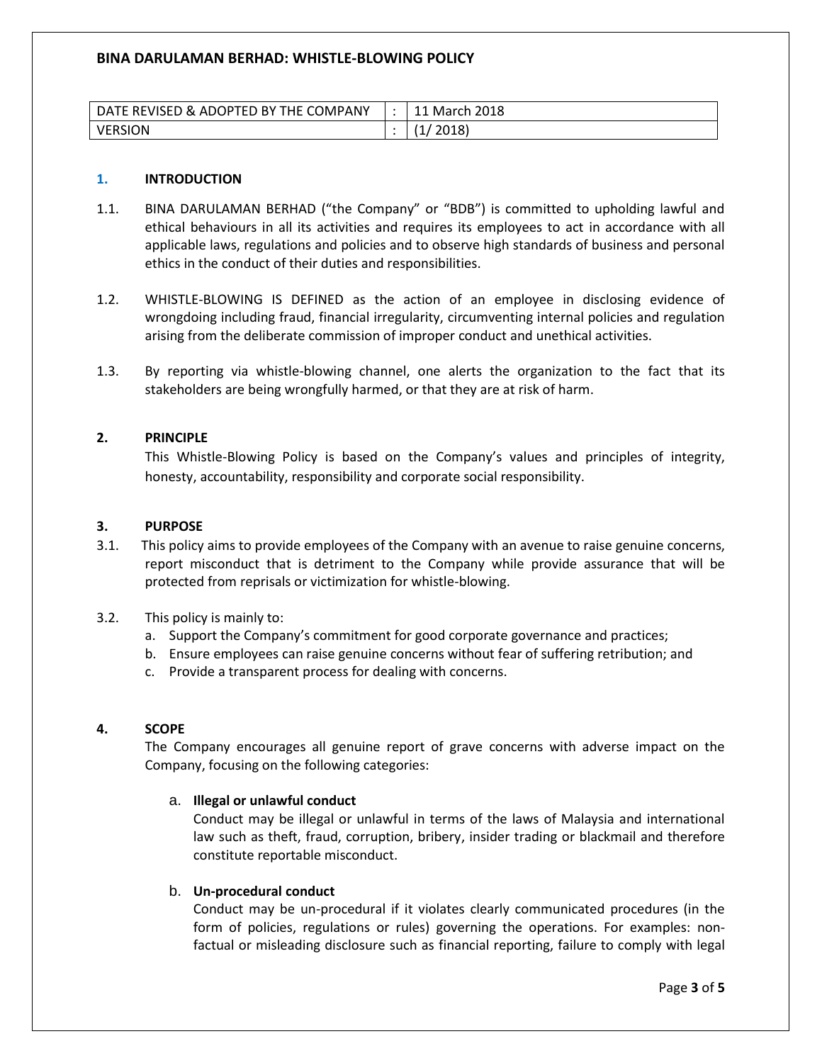# BINA DARULAMAN BERHAD: WHISTLE-BLOWING POLICY

| DATE REVISED & ADOPTED BY THE COMPANY | : | 11 March 2018 |
|---|---|---|
| VERSION | : | (1/ 2018) |

## 1. INTRODUCTION

1.1. BINA DARULAMAN BERHAD ("the Company" or "BDB") is committed to upholding lawful and ethical behaviours in all its activities and requires its employees to act in accordance with all applicable laws, regulations and policies and to observe high standards of business and personal ethics in the conduct of their duties and responsibilities.

1.2. WHISTLE-BLOWING IS DEFINED as the action of an employee in disclosing evidence of wrongdoing including fraud, financial irregularity, circumventing internal policies and regulation arising from the deliberate commission of improper conduct and unethical activities.

1.3. By reporting via whistle-blowing channel, one alerts the organization to the fact that its stakeholders are being wrongfully harmed, or that they are at risk of harm.

## 2. PRINCIPLE

This Whistle-Blowing Policy is based on the Company's values and principles of integrity, honesty, accountability, responsibility and corporate social responsibility.

## 3. PURPOSE

3.1. This policy aims to provide employees of the Company with an avenue to raise genuine concerns, report misconduct that is detriment to the Company while provide assurance that will be protected from reprisals or victimization for whistle-blowing.

3.2. This policy is mainly to:

a. Support the Company's commitment for good corporate governance and practices;
b. Ensure employees can raise genuine concerns without fear of suffering retribution; and
c. Provide a transparent process for dealing with concerns.

## 4. SCOPE

The Company encourages all genuine report of grave concerns with adverse impact on the Company, focusing on the following categories:

a. **Illegal or unlawful conduct**

Conduct may be illegal or unlawful in terms of the laws of Malaysia and international law such as theft, fraud, corruption, bribery, insider trading or blackmail and therefore constitute reportable misconduct.

b. **Un-procedural conduct**

Conduct may be un-procedural if it violates clearly communicated procedures (in the form of policies, regulations or rules) governing the operations. For examples: non-factual or misleading disclosure such as financial reporting, failure to comply with legal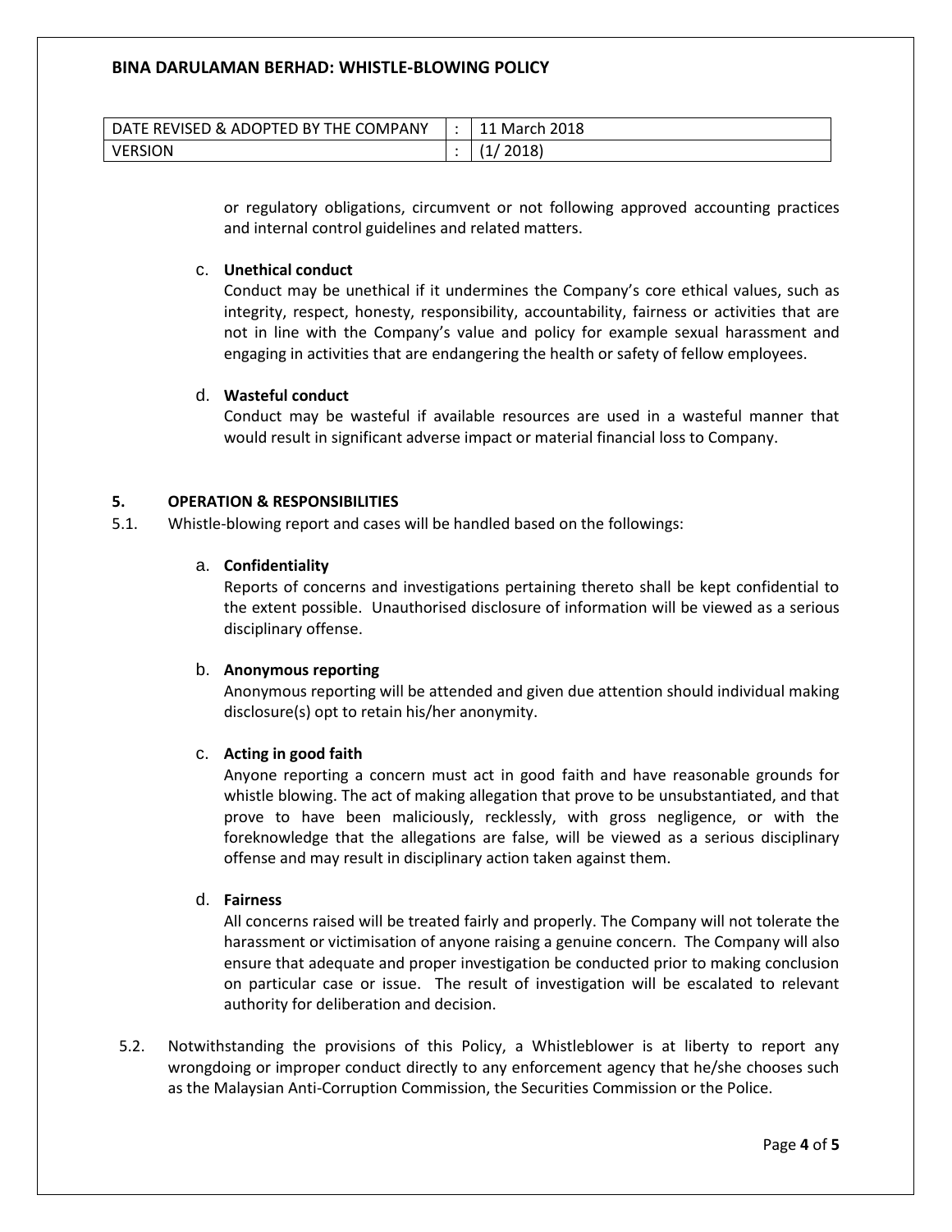or regulatory obligations, circumvent or not following approved accounting practices and internal control guidelines and related matters.

c. **Unethical conduct**
Conduct may be unethical if it undermines the Company's core ethical values, such as integrity, respect, honesty, responsibility, accountability, fairness or activities that are not in line with the Company's value and policy for example sexual harassment and engaging in activities that are endangering the health or safety of fellow employees.

d. **Wasteful conduct**
Conduct may be wasteful if available resources are used in a wasteful manner that would result in significant adverse impact or material financial loss to Company.

## 5. OPERATION & RESPONSIBILITIES

5.1. Whistle-blowing report and cases will be handled based on the followings:

a. **Confidentiality**
Reports of concerns and investigations pertaining thereto shall be kept confidential to the extent possible. Unauthorised disclosure of information will be viewed as a serious disciplinary offense.

b. **Anonymous reporting**
Anonymous reporting will be attended and given due attention should individual making disclosure(s) opt to retain his/her anonymity.

c. **Acting in good faith**
Anyone reporting a concern must act in good faith and have reasonable grounds for whistle blowing. The act of making allegation that prove to be unsubstantiated, and that prove to have been maliciously, recklessly, with gross negligence, or with the foreknowledge that the allegations are false, will be viewed as a serious disciplinary offense and may result in disciplinary action taken against them.

d. **Fairness**
All concerns raised will be treated fairly and properly. The Company will not tolerate the harassment or victimisation of anyone raising a genuine concern. The Company will also ensure that adequate and proper investigation be conducted prior to making conclusion on particular case or issue. The result of investigation will be escalated to relevant authority for deliberation and decision.

5.2. Notwithstanding the provisions of this Policy, a Whistleblower is at liberty to report any wrongdoing or improper conduct directly to any enforcement agency that he/she chooses such as the Malaysian Anti-Corruption Commission, the Securities Commission or the Police.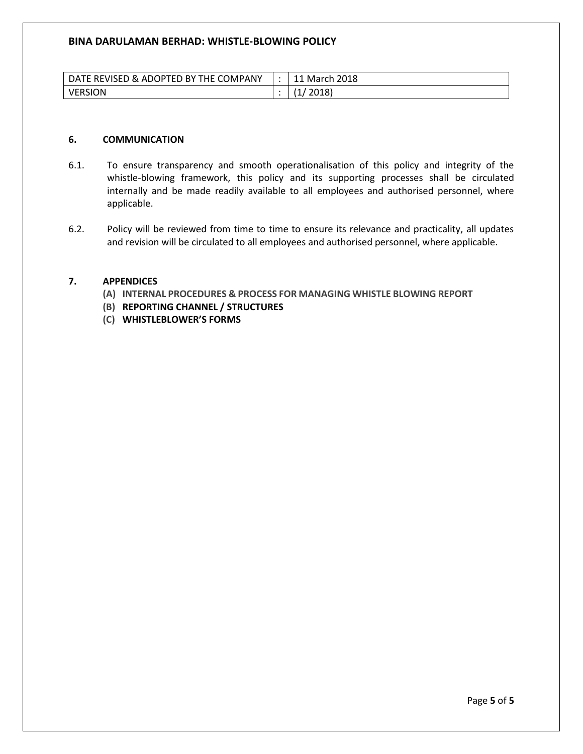| | | |
|---|---|---|
| DATE REVISED & ADOPTED BY THE COMPANY | : | 11 March 2018 |
| VERSION | : | (1/ 2018) |

## 6. COMMUNICATION

6.1. To ensure transparency and smooth operationalisation of this policy and integrity of the whistle-blowing framework, this policy and its supporting processes shall be circulated internally and be made readily available to all employees and authorised personnel, where applicable.

6.2. Policy will be reviewed from time to time to ensure its relevance and practicality, all updates and revision will be circulated to all employees and authorised personnel, where applicable.

## 7. APPENDICES

**(A) INTERNAL PROCEDURES & PROCESS FOR MANAGING WHISTLE BLOWING REPORT**

**(B) REPORTING CHANNEL / STRUCTURES**

**(C) WHISTLEBLOWER'S FORMS**